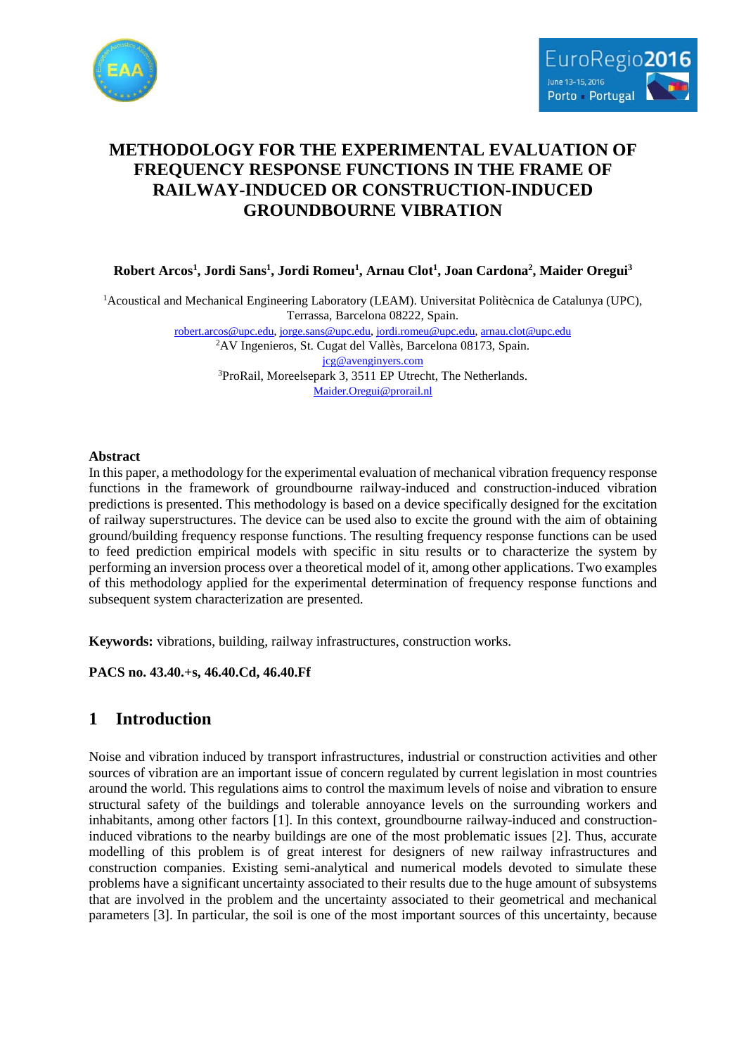# METHODOLOGY FOR THE EXPERIMENTAL EVALUATION OF FREQUENCY RESPONSE FUNCTIONS IN THE FRAME OF RAILWAY-INDUCED OR CONSTRUCTION-INDUCED GROUNDBOURNE VIBRATION

**Robert Arcos[1], Jordi Sans[1], Jordi Romeu[1], Arnau Clot[1], Joan Cardona[2], Maider Oregui[3]**

[1]Acoustical and Mechanical Engineering Laboratory (LEAM). Universitat Politècnica de Catalunya (UPC), Terrassa, Barcelona 08222, Spain.
robert.arcos@upc.edu, jorge.sans@upc.edu, jordi.romeu@upc.edu, arnau.clot@upc.edu
[2]AV Ingenieros, St. Cugat del Vallès, Barcelona 08173, Spain.
jcg@avenginyers.com
[3]ProRail, Moreelsepark 3, 3511 EP Utrecht, The Netherlands.
Maider.Oregui@prorail.nl

### Abstract

In this paper, a methodology for the experimental evaluation of mechanical vibration frequency response functions in the framework of groundbourne railway-induced and construction-induced vibration predictions is presented. This methodology is based on a device specifically designed for the excitation of railway superstructures. The device can be used also to excite the ground with the aim of obtaining ground/building frequency response functions. The resulting frequency response functions can be used to feed prediction empirical models with specific in situ results or to characterize the system by performing an inversion process over a theoretical model of it, among other applications. Two examples of this methodology applied for the experimental determination of frequency response functions and subsequent system characterization are presented.

**Keywords:** vibrations, building, railway infrastructures, construction works.

**PACS no. 43.40.+s, 46.40.Cd, 46.40.Ff**

## 1 Introduction

Noise and vibration induced by transport infrastructures, industrial or construction activities and other sources of vibration are an important issue of concern regulated by current legislation in most countries around the world. This regulations aims to control the maximum levels of noise and vibration to ensure structural safety of the buildings and tolerable annoyance levels on the surrounding workers and inhabitants, among other factors [1]. In this context, groundbourne railway-induced and construction-induced vibrations to the nearby buildings are one of the most problematic issues [2]. Thus, accurate modelling of this problem is of great interest for designers of new railway infrastructures and construction companies. Existing semi-analytical and numerical models devoted to simulate these problems have a significant uncertainty associated to their results due to the huge amount of subsystems that are involved in the problem and the uncertainty associated to their geometrical and mechanical parameters [3]. In particular, the soil is one of the most important sources of this uncertainty, because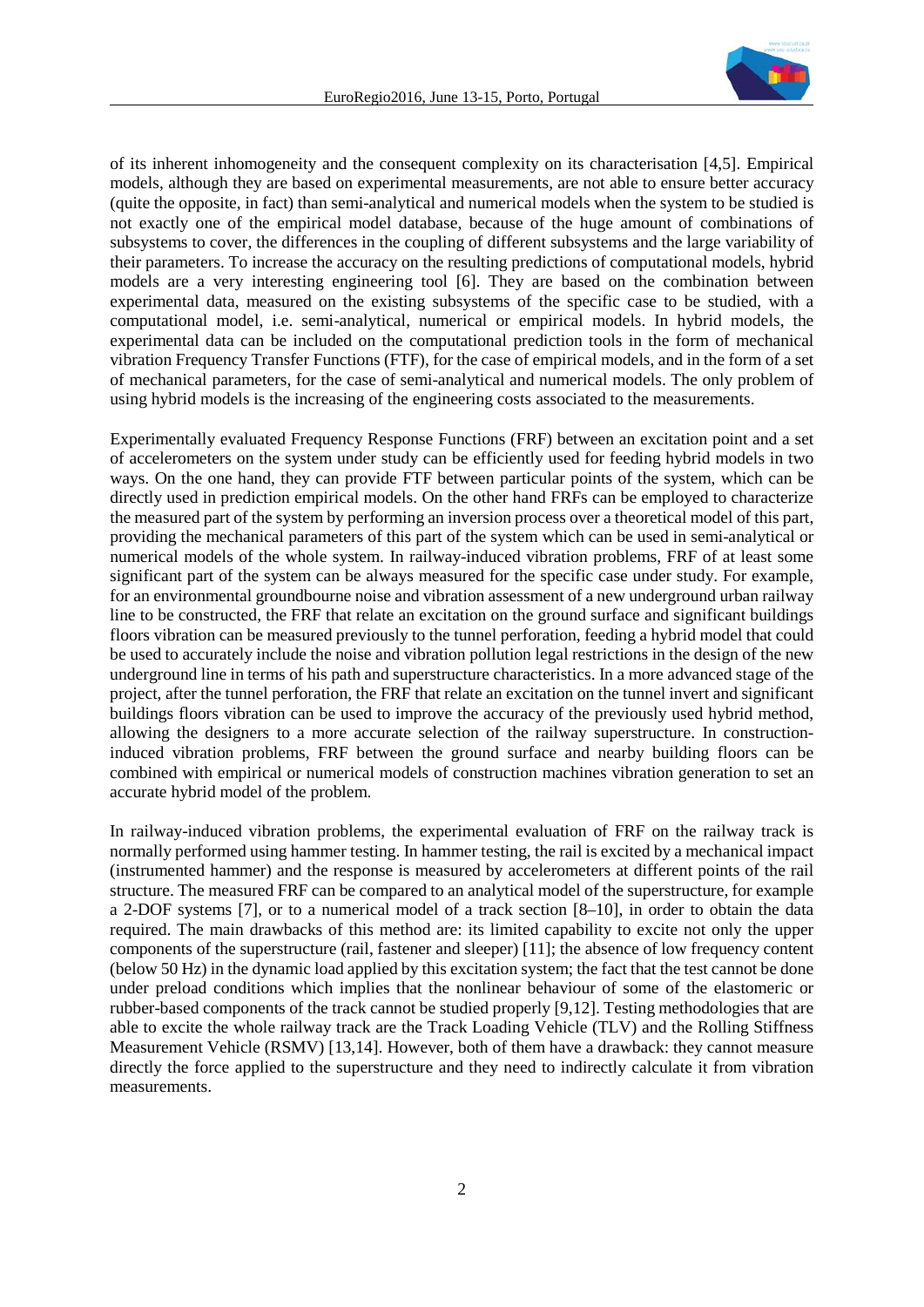of its inherent inhomogeneity and the consequent complexity on its characterisation [4,5]. Empirical models, although they are based on experimental measurements, are not able to ensure better accuracy (quite the opposite, in fact) than semi-analytical and numerical models when the system to be studied is not exactly one of the empirical model database, because of the huge amount of combinations of subsystems to cover, the differences in the coupling of different subsystems and the large variability of their parameters. To increase the accuracy on the resulting predictions of computational models, hybrid models are a very interesting engineering tool [6]. They are based on the combination between experimental data, measured on the existing subsystems of the specific case to be studied, with a computational model, i.e. semi-analytical, numerical or empirical models. In hybrid models, the experimental data can be included on the computational prediction tools in the form of mechanical vibration Frequency Transfer Functions (FTF), for the case of empirical models, and in the form of a set of mechanical parameters, for the case of semi-analytical and numerical models. The only problem of using hybrid models is the increasing of the engineering costs associated to the measurements.

Experimentally evaluated Frequency Response Functions (FRF) between an excitation point and a set of accelerometers on the system under study can be efficiently used for feeding hybrid models in two ways. On the one hand, they can provide FTF between particular points of the system, which can be directly used in prediction empirical models. On the other hand FRFs can be employed to characterize the measured part of the system by performing an inversion process over a theoretical model of this part, providing the mechanical parameters of this part of the system which can be used in semi-analytical or numerical models of the whole system. In railway-induced vibration problems, FRF of at least some significant part of the system can be always measured for the specific case under study. For example, for an environmental groundbourne noise and vibration assessment of a new underground urban railway line to be constructed, the FRF that relate an excitation on the ground surface and significant buildings floors vibration can be measured previously to the tunnel perforation, feeding a hybrid model that could be used to accurately include the noise and vibration pollution legal restrictions in the design of the new underground line in terms of his path and superstructure characteristics. In a more advanced stage of the project, after the tunnel perforation, the FRF that relate an excitation on the tunnel invert and significant buildings floors vibration can be used to improve the accuracy of the previously used hybrid method, allowing the designers to a more accurate selection of the railway superstructure. In construction-induced vibration problems, FRF between the ground surface and nearby building floors can be combined with empirical or numerical models of construction machines vibration generation to set an accurate hybrid model of the problem.

In railway-induced vibration problems, the experimental evaluation of FRF on the railway track is normally performed using hammer testing. In hammer testing, the rail is excited by a mechanical impact (instrumented hammer) and the response is measured by accelerometers at different points of the rail structure. The measured FRF can be compared to an analytical model of the superstructure, for example a 2-DOF systems [7], or to a numerical model of a track section [8–10], in order to obtain the data required. The main drawbacks of this method are: its limited capability to excite not only the upper components of the superstructure (rail, fastener and sleeper) [11]; the absence of low frequency content (below 50 Hz) in the dynamic load applied by this excitation system; the fact that the test cannot be done under preload conditions which implies that the nonlinear behaviour of some of the elastomeric or rubber-based components of the track cannot be studied properly [9,12]. Testing methodologies that are able to excite the whole railway track are the Track Loading Vehicle (TLV) and the Rolling Stiffness Measurement Vehicle (RSMV) [13,14]. However, both of them have a drawback: they cannot measure directly the force applied to the superstructure and they need to indirectly calculate it from vibration measurements.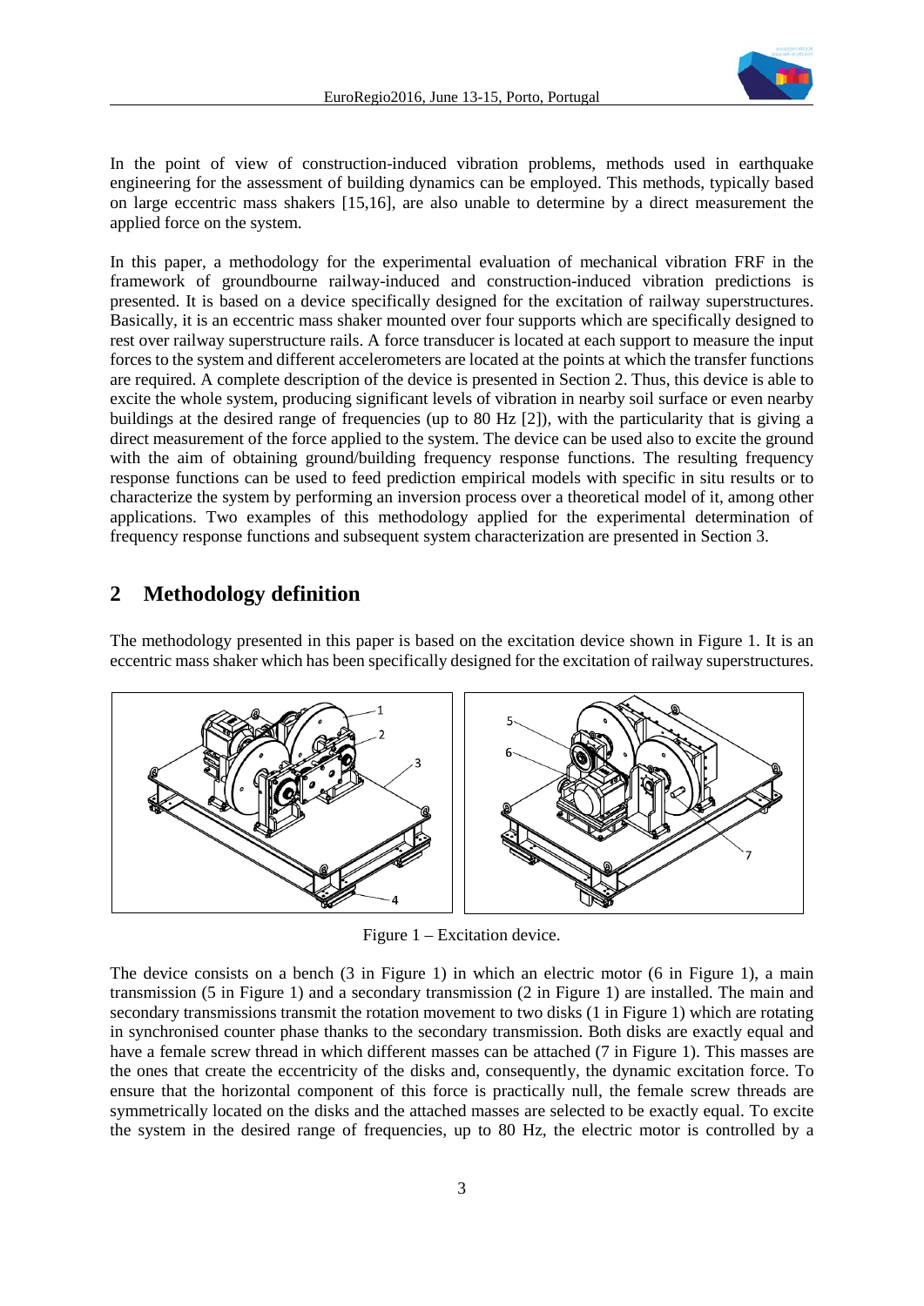In the point of view of construction-induced vibration problems, methods used in earthquake engineering for the assessment of building dynamics can be employed. This methods, typically based on large eccentric mass shakers [15,16], are also unable to determine by a direct measurement the applied force on the system.

In this paper, a methodology for the experimental evaluation of mechanical vibration FRF in the framework of groundbourne railway-induced and construction-induced vibration predictions is presented. It is based on a device specifically designed for the excitation of railway superstructures. Basically, it is an eccentric mass shaker mounted over four supports which are specifically designed to rest over railway superstructure rails. A force transducer is located at each support to measure the input forces to the system and different accelerometers are located at the points at which the transfer functions are required. A complete description of the device is presented in Section 2. Thus, this device is able to excite the whole system, producing significant levels of vibration in nearby soil surface or even nearby buildings at the desired range of frequencies (up to 80 Hz [2]), with the particularity that is giving a direct measurement of the force applied to the system. The device can be used also to excite the ground with the aim of obtaining ground/building frequency response functions. The resulting frequency response functions can be used to feed prediction empirical models with specific in situ results or to characterize the system by performing an inversion process over a theoretical model of it, among other applications. Two examples of this methodology applied for the experimental determination of frequency response functions and subsequent system characterization are presented in Section 3.

## 2 Methodology definition

The methodology presented in this paper is based on the excitation device shown in Figure 1. It is an eccentric mass shaker which has been specifically designed for the excitation of railway superstructures.

Figure 1 – Excitation device.

The device consists on a bench (3 in Figure 1) in which an electric motor (6 in Figure 1), a main transmission (5 in Figure 1) and a secondary transmission (2 in Figure 1) are installed. The main and secondary transmissions transmit the rotation movement to two disks (1 in Figure 1) which are rotating in synchronised counter phase thanks to the secondary transmission. Both disks are exactly equal and have a female screw thread in which different masses can be attached (7 in Figure 1). This masses are the ones that create the eccentricity of the disks and, consequently, the dynamic excitation force. To ensure that the horizontal component of this force is practically null, the female screw threads are symmetrically located on the disks and the attached masses are selected to be exactly equal. To excite the system in the desired range of frequencies, up to 80 Hz, the electric motor is controlled by a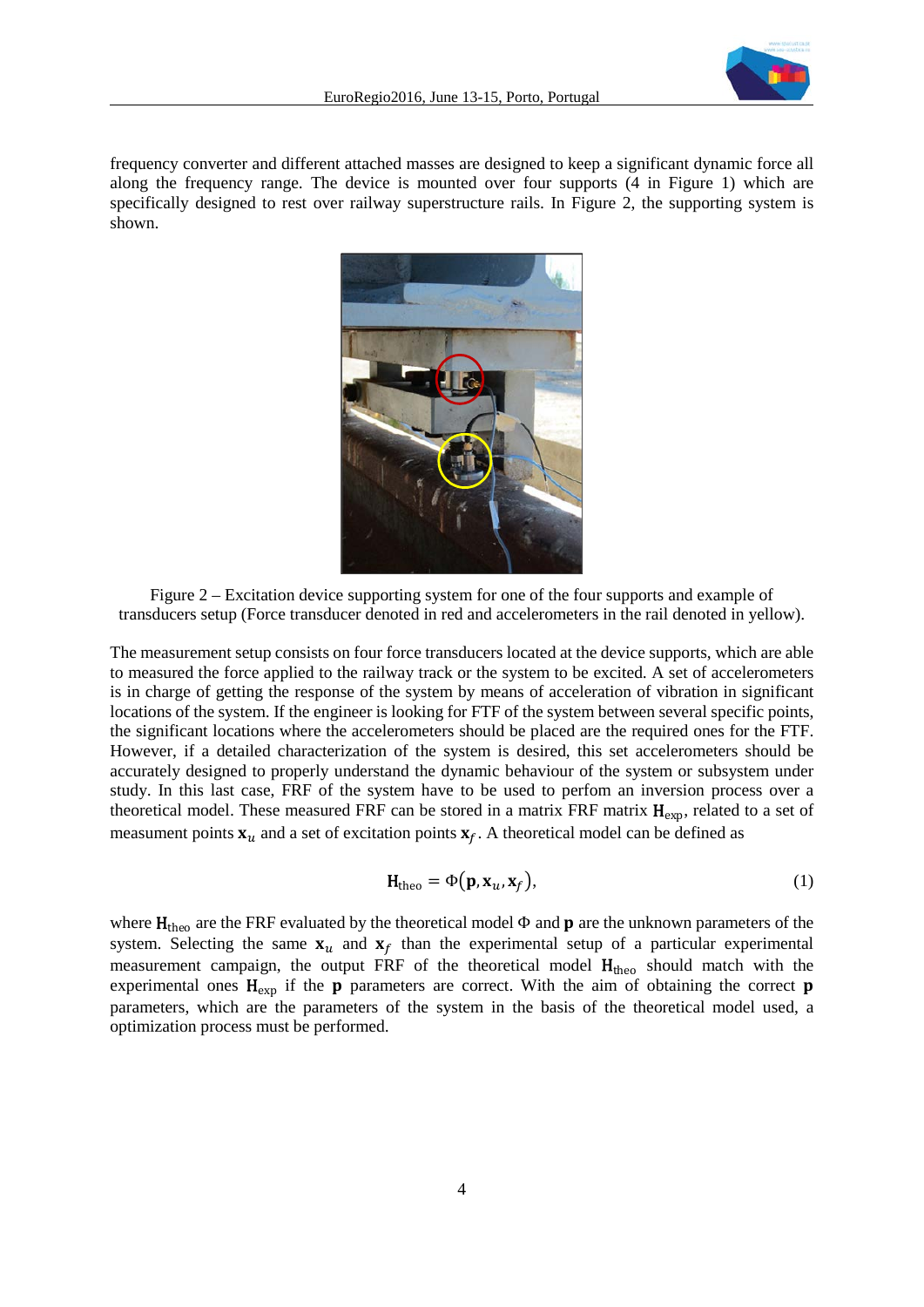frequency converter and different attached masses are designed to keep a significant dynamic force all along the frequency range. The device is mounted over four supports (4 in Figure 1) which are specifically designed to rest over railway superstructure rails. In Figure 2, the supporting system is shown.

Figure 2 – Excitation device supporting system for one of the four supports and example of transducers setup (Force transducer denoted in red and accelerometers in the rail denoted in yellow).

The measurement setup consists on four force transducers located at the device supports, which are able to measured the force applied to the railway track or the system to be excited. A set of accelerometers is in charge of getting the response of the system by means of acceleration of vibration in significant locations of the system. If the engineer is looking for FTF of the system between several specific points, the significant locations where the accelerometers should be placed are the required ones for the FTF. However, if a detailed characterization of the system is desired, this set accelerometers should be accurately designed to properly understand the dynamic behaviour of the system or subsystem under study. In this last case, FRF of the system have to be used to perfom an inversion process over a theoretical model. These measured FRF can be stored in a matrix FRF matrix $\mathbf{H}_{\text{exp}}$, related to a set of measument points $\mathbf{x}_u$ and a set of excitation points $\mathbf{x}_f$. A theoretical model can be defined as

$$\mathbf{H}_{\text{theo}} = \Phi(\mathbf{p}, \mathbf{x}_u, \mathbf{x}_f), \tag{1}$$

where $\mathbf{H}_{\text{theo}}$ are the FRF evaluated by the theoretical model $\Phi$ and $\mathbf{p}$ are the unknown parameters of the system. Selecting the same $\mathbf{x}_u$ and $\mathbf{x}_f$ than the experimental setup of a particular experimental measurement campaign, the output FRF of the theoretical model $\mathbf{H}_{\text{theo}}$ should match with the experimental ones $\mathbf{H}_{\text{exp}}$ if the $\mathbf{p}$ parameters are correct. With the aim of obtaining the correct $\mathbf{p}$ parameters, which are the parameters of the system in the basis of the theoretical model used, a optimization process must be performed.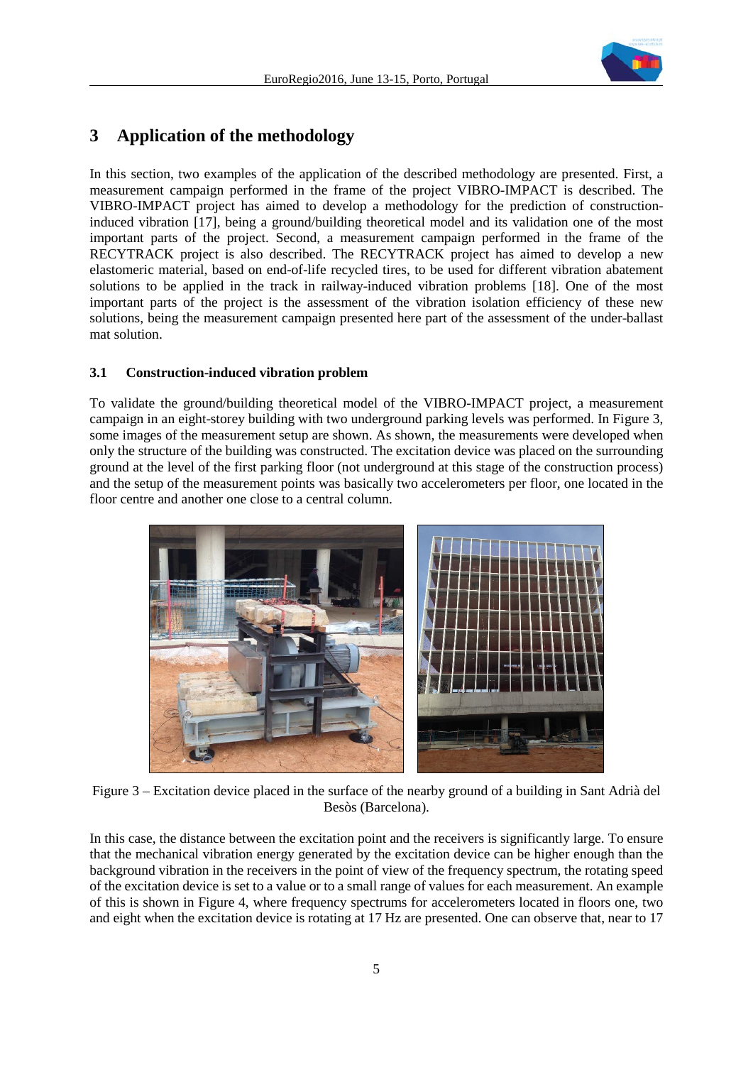## 3 Application of the methodology

In this section, two examples of the application of the described methodology are presented. First, a measurement campaign performed in the frame of the project VIBRO-IMPACT is described. The VIBRO-IMPACT project has aimed to develop a methodology for the prediction of construction-induced vibration [17], being a ground/building theoretical model and its validation one of the most important parts of the project. Second, a measurement campaign performed in the frame of the RECYTRACK project is also described. The RECYTRACK project has aimed to develop a new elastomeric material, based on end-of-life recycled tires, to be used for different vibration abatement solutions to be applied in the track in railway-induced vibration problems [18]. One of the most important parts of the project is the assessment of the vibration isolation efficiency of these new solutions, being the measurement campaign presented here part of the assessment of the under-ballast mat solution.

### 3.1 Construction-induced vibration problem

To validate the ground/building theoretical model of the VIBRO-IMPACT project, a measurement campaign in an eight-storey building with two underground parking levels was performed. In Figure 3, some images of the measurement setup are shown. As shown, the measurements were developed when only the structure of the building was constructed. The excitation device was placed on the surrounding ground at the level of the first parking floor (not underground at this stage of the construction process) and the setup of the measurement points was basically two accelerometers per floor, one located in the floor centre and another one close to a central column.

Figure 3 – Excitation device placed in the surface of the nearby ground of a building in Sant Adrià del Besòs (Barcelona).

In this case, the distance between the excitation point and the receivers is significantly large. To ensure that the mechanical vibration energy generated by the excitation device can be higher enough than the background vibration in the receivers in the point of view of the frequency spectrum, the rotating speed of the excitation device is set to a value or to a small range of values for each measurement. An example of this is shown in Figure 4, where frequency spectrums for accelerometers located in floors one, two and eight when the excitation device is rotating at 17 Hz are presented. One can observe that, near to 17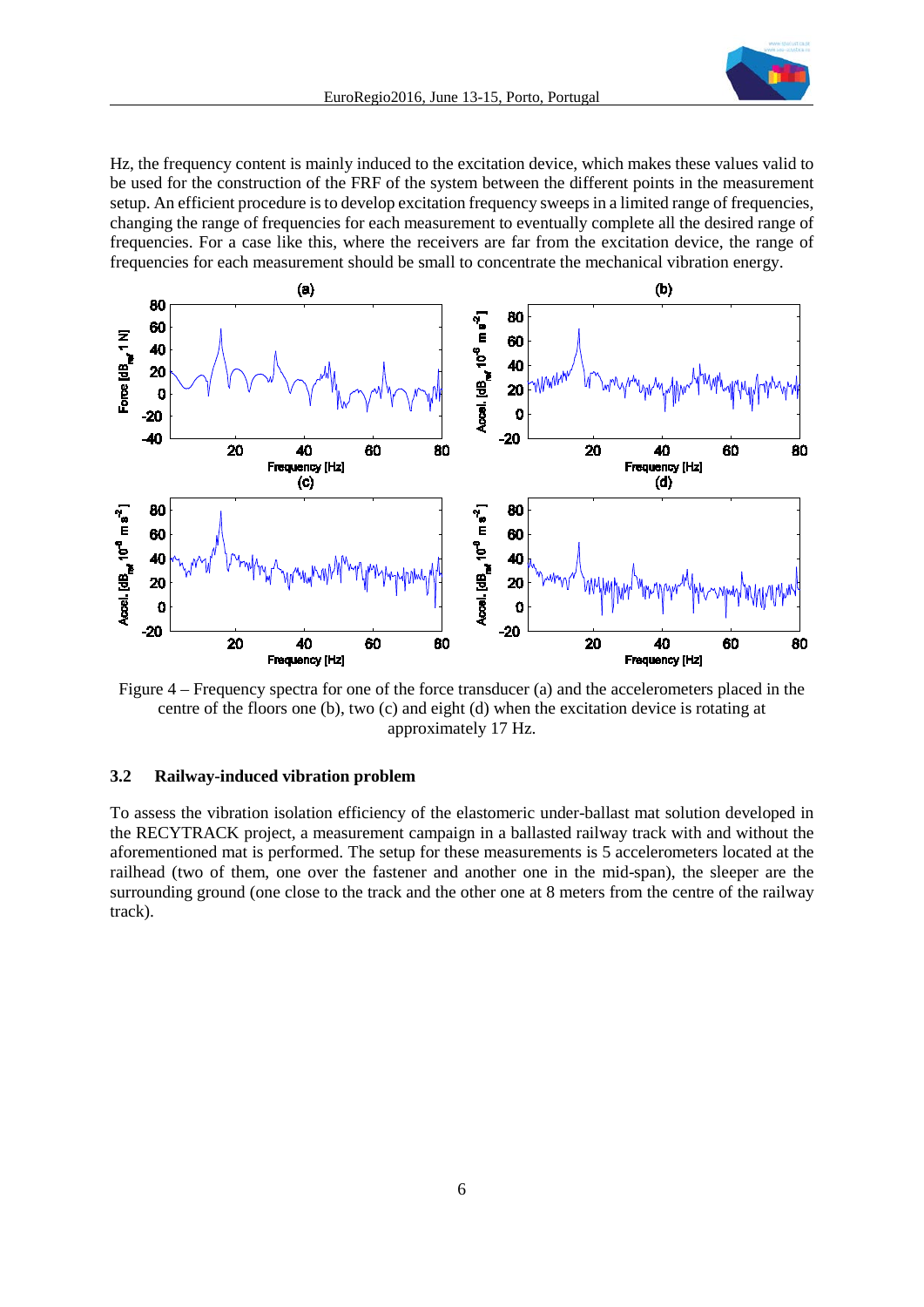Hz, the frequency content is mainly induced to the excitation device, which makes these values valid to be used for the construction of the FRF of the system between the different points in the measurement setup. An efficient procedure is to develop excitation frequency sweeps in a limited range of frequencies, changing the range of frequencies for each measurement to eventually complete all the desired range of frequencies. For a case like this, where the receivers are far from the excitation device, the range of frequencies for each measurement should be small to concentrate the mechanical vibration energy.

Figure 4 – Frequency spectra for one of the force transducer (a) and the accelerometers placed in the centre of the floors one (b), two (c) and eight (d) when the excitation device is rotating at approximately 17 Hz.

### 3.2 Railway-induced vibration problem

To assess the vibration isolation efficiency of the elastomeric under-ballast mat solution developed in the RECYTRACK project, a measurement campaign in a ballasted railway track with and without the aforementioned mat is performed. The setup for these measurements is 5 accelerometers located at the railhead (two of them, one over the fastener and another one in the mid-span), the sleeper are the surrounding ground (one close to the track and the other one at 8 meters from the centre of the railway track).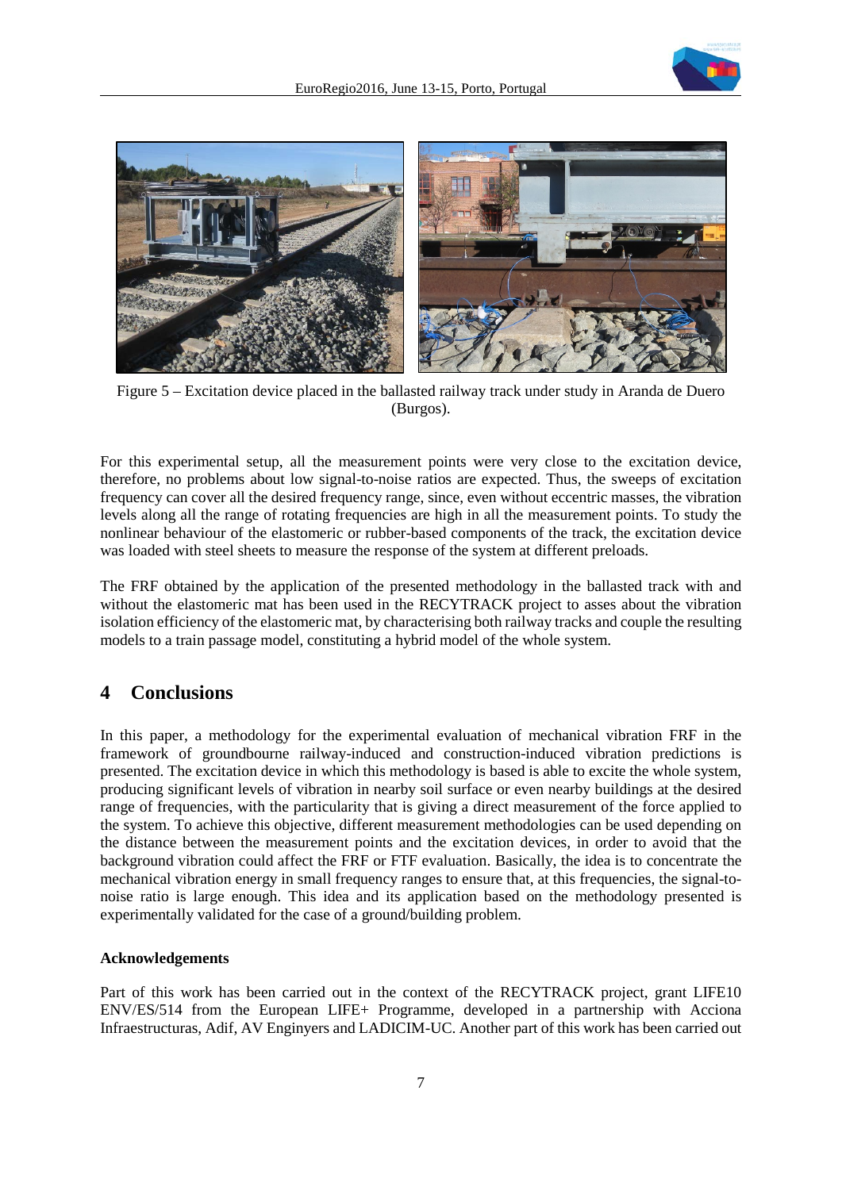Figure 5 – Excitation device placed in the ballasted railway track under study in Aranda de Duero (Burgos).

For this experimental setup, all the measurement points were very close to the excitation device, therefore, no problems about low signal-to-noise ratios are expected. Thus, the sweeps of excitation frequency can cover all the desired frequency range, since, even without eccentric masses, the vibration levels along all the range of rotating frequencies are high in all the measurement points. To study the nonlinear behaviour of the elastomeric or rubber-based components of the track, the excitation device was loaded with steel sheets to measure the response of the system at different preloads.

The FRF obtained by the application of the presented methodology in the ballasted track with and without the elastomeric mat has been used in the RECYTRACK project to asses about the vibration isolation efficiency of the elastomeric mat, by characterising both railway tracks and couple the resulting models to a train passage model, constituting a hybrid model of the whole system.

## 4 Conclusions

In this paper, a methodology for the experimental evaluation of mechanical vibration FRF in the framework of groundbourne railway-induced and construction-induced vibration predictions is presented. The excitation device in which this methodology is based is able to excite the whole system, producing significant levels of vibration in nearby soil surface or even nearby buildings at the desired range of frequencies, with the particularity that is giving a direct measurement of the force applied to the system. To achieve this objective, different measurement methodologies can be used depending on the distance between the measurement points and the excitation devices, in order to avoid that the background vibration could affect the FRF or FTF evaluation. Basically, the idea is to concentrate the mechanical vibration energy in small frequency ranges to ensure that, at this frequencies, the signal-to-noise ratio is large enough. This idea and its application based on the methodology presented is experimentally validated for the case of a ground/building problem.

#### Acknowledgements

Part of this work has been carried out in the context of the RECYTRACK project, grant LIFE10 ENV/ES/514 from the European LIFE+ Programme, developed in a partnership with Acciona Infraestructuras, Adif, AV Enginyers and LADICIM-UC. Another part of this work has been carried out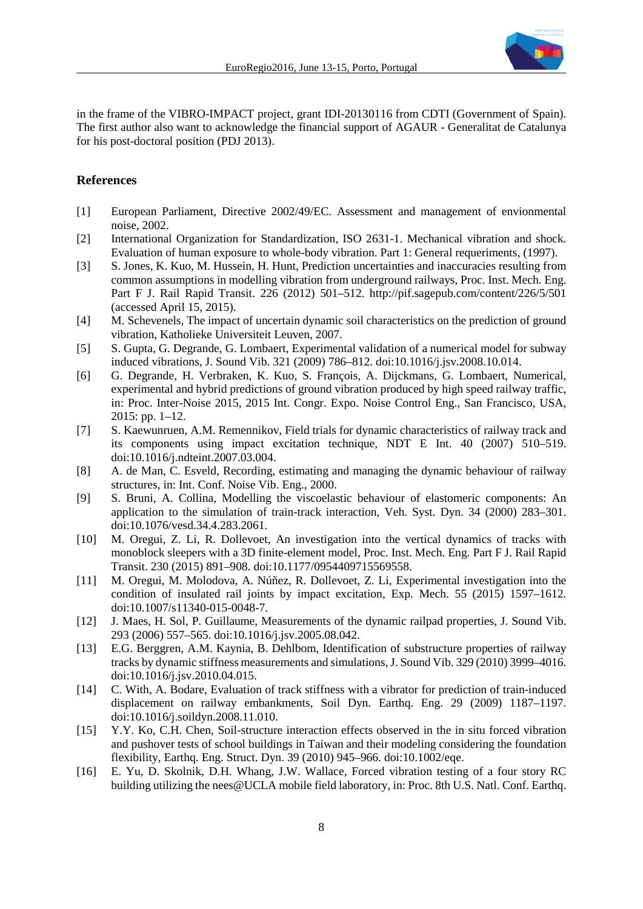in the frame of the VIBRO-IMPACT project, grant IDI-20130116 from CDTI (Government of Spain). The first author also want to acknowledge the financial support of AGAUR - Generalitat de Catalunya for his post-doctoral position (PDJ 2013).

## References

[1] European Parliament, Directive 2002/49/EC. Assessment and management of envionmental noise, 2002.

[2] International Organization for Standardization, ISO 2631-1. Mechanical vibration and shock. Evaluation of human exposure to whole-body vibration. Part 1: General requeriments, (1997).

[3] S. Jones, K. Kuo, M. Hussein, H. Hunt, Prediction uncertainties and inaccuracies resulting from common assumptions in modelling vibration from underground railways, Proc. Inst. Mech. Eng. Part F J. Rail Rapid Transit. 226 (2012) 501–512. http://pif.sagepub.com/content/226/5/501 (accessed April 15, 2015).

[4] M. Schevenels, The impact of uncertain dynamic soil characteristics on the prediction of ground vibration, Katholieke Universiteit Leuven, 2007.

[5] S. Gupta, G. Degrande, G. Lombaert, Experimental validation of a numerical model for subway induced vibrations, J. Sound Vib. 321 (2009) 786–812. doi:10.1016/j.jsv.2008.10.014.

[6] G. Degrande, H. Verbraken, K. Kuo, S. François, A. Dijckmans, G. Lombaert, Numerical, experimental and hybrid predictions of ground vibration produced by high speed railway traffic, in: Proc. Inter-Noise 2015, 2015 Int. Congr. Expo. Noise Control Eng., San Francisco, USA, 2015: pp. 1–12.

[7] S. Kaewunruen, A.M. Remennikov, Field trials for dynamic characteristics of railway track and its components using impact excitation technique, NDT E Int. 40 (2007) 510–519. doi:10.1016/j.ndteint.2007.03.004.

[8] A. de Man, C. Esveld, Recording, estimating and managing the dynamic behaviour of railway structures, in: Int. Conf. Noise Vib. Eng., 2000.

[9] S. Bruni, A. Collina, Modelling the viscoelastic behaviour of elastomeric components: An application to the simulation of train-track interaction, Veh. Syst. Dyn. 34 (2000) 283–301. doi:10.1076/vesd.34.4.283.2061.

[10] M. Oregui, Z. Li, R. Dollevoet, An investigation into the vertical dynamics of tracks with monoblock sleepers with a 3D finite-element model, Proc. Inst. Mech. Eng. Part F J. Rail Rapid Transit. 230 (2015) 891–908. doi:10.1177/0954409715569558.

[11] M. Oregui, M. Molodova, A. Núñez, R. Dollevoet, Z. Li, Experimental investigation into the condition of insulated rail joints by impact excitation, Exp. Mech. 55 (2015) 1597–1612. doi:10.1007/s11340-015-0048-7.

[12] J. Maes, H. Sol, P. Guillaume, Measurements of the dynamic railpad properties, J. Sound Vib. 293 (2006) 557–565. doi:10.1016/j.jsv.2005.08.042.

[13] E.G. Berggren, A.M. Kaynia, B. Dehlbom, Identification of substructure properties of railway tracks by dynamic stiffness measurements and simulations, J. Sound Vib. 329 (2010) 3999–4016. doi:10.1016/j.jsv.2010.04.015.

[14] C. With, A. Bodare, Evaluation of track stiffness with a vibrator for prediction of train-induced displacement on railway embankments, Soil Dyn. Earthq. Eng. 29 (2009) 1187–1197. doi:10.1016/j.soildyn.2008.11.010.

[15] Y.Y. Ko, C.H. Chen, Soil-structure interaction effects observed in the in situ forced vibration and pushover tests of school buildings in Taiwan and their modeling considering the foundation flexibility, Earthq. Eng. Struct. Dyn. 39 (2010) 945–966. doi:10.1002/eqe.

[16] E. Yu, D. Skolnik, D.H. Whang, J.W. Wallace, Forced vibration testing of a four story RC building utilizing the nees@UCLA mobile field laboratory, in: Proc. 8th U.S. Natl. Conf. Earthq.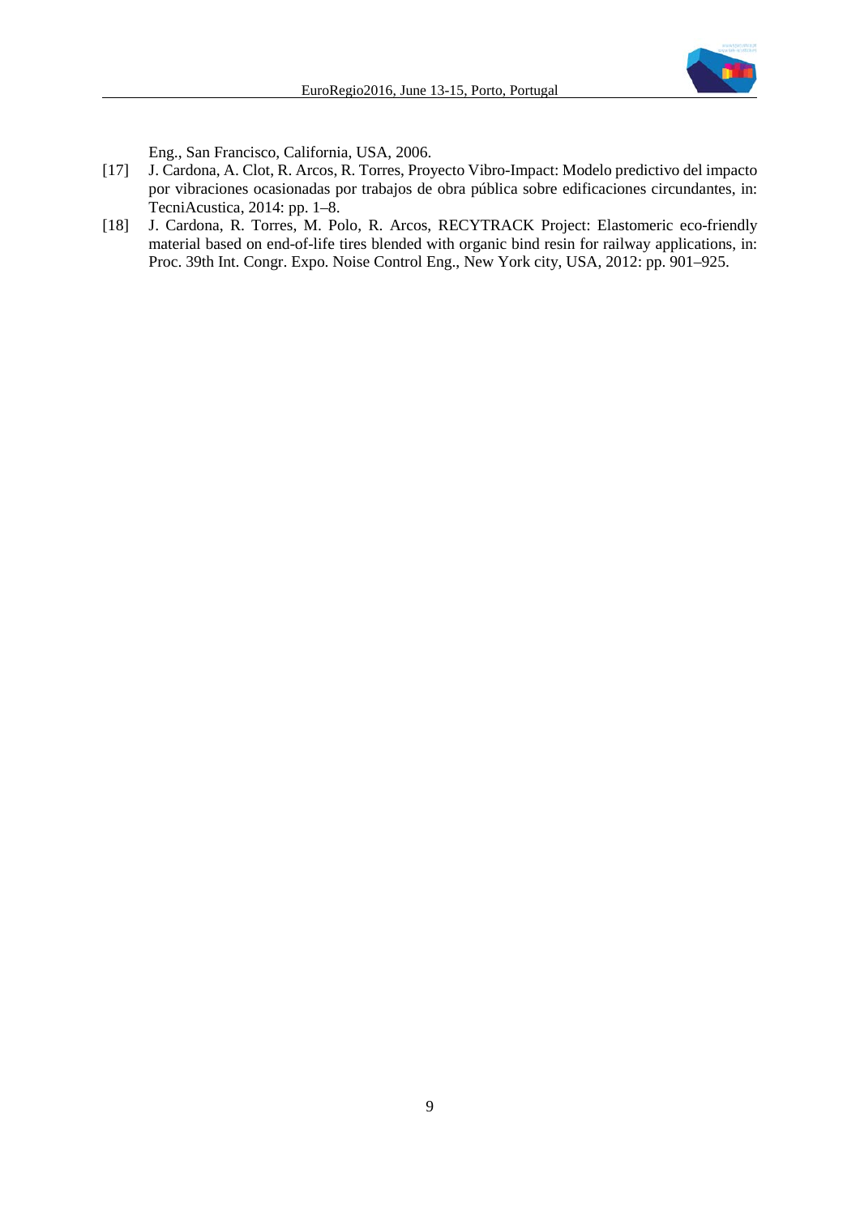Eng., San Francisco, California, USA, 2006.

[17] J. Cardona, A. Clot, R. Arcos, R. Torres, Proyecto Vibro-Impact: Modelo predictivo del impacto por vibraciones ocasionadas por trabajos de obra pública sobre edificaciones circundantes, in: TecniAcustica, 2014: pp. 1–8.

[18] J. Cardona, R. Torres, M. Polo, R. Arcos, RECYTRACK Project: Elastomeric eco-friendly material based on end-of-life tires blended with organic bind resin for railway applications, in: Proc. 39th Int. Congr. Expo. Noise Control Eng., New York city, USA, 2012: pp. 901–925.